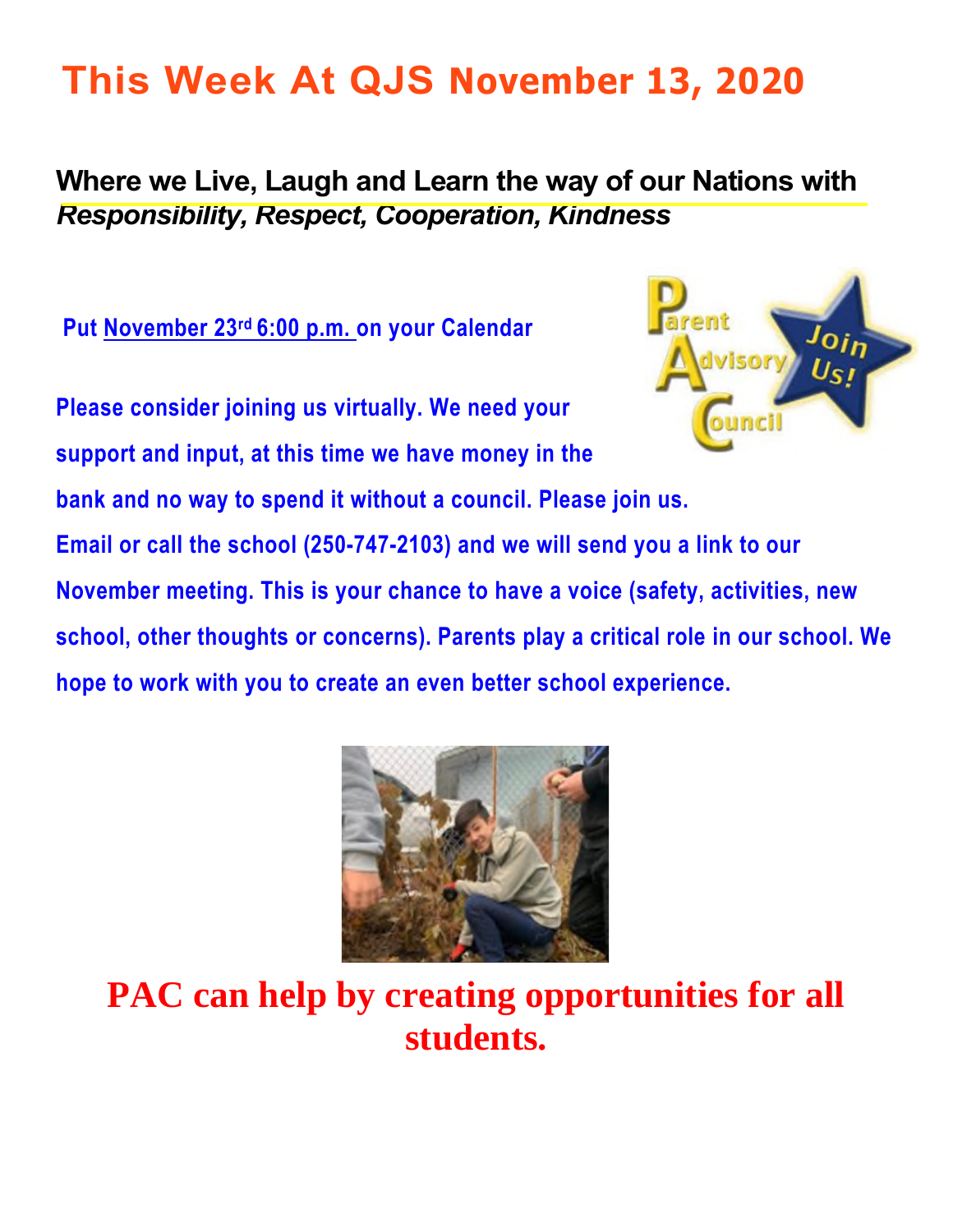# This Week At QJS November 13, 2020

**Where we Live, Laugh and Learn the way of our Nations with** ***Responsibility, Respect, Cooperation, Kindness***

**Put November 23rd 6:00 p.m. on your Calendar**

**Please consider joining us virtually. We need your support and input, at this time we have money in the bank and no way to spend it without a council. Please join us. Email or call the school (250-747-2103) and we will send you a link to our November meeting. This is your chance to have a voice (safety, activities, new school, other thoughts or concerns). Parents play a critical role in our school. We hope to work with you to create an even better school experience.**

**PAC can help by creating opportunities for all students.**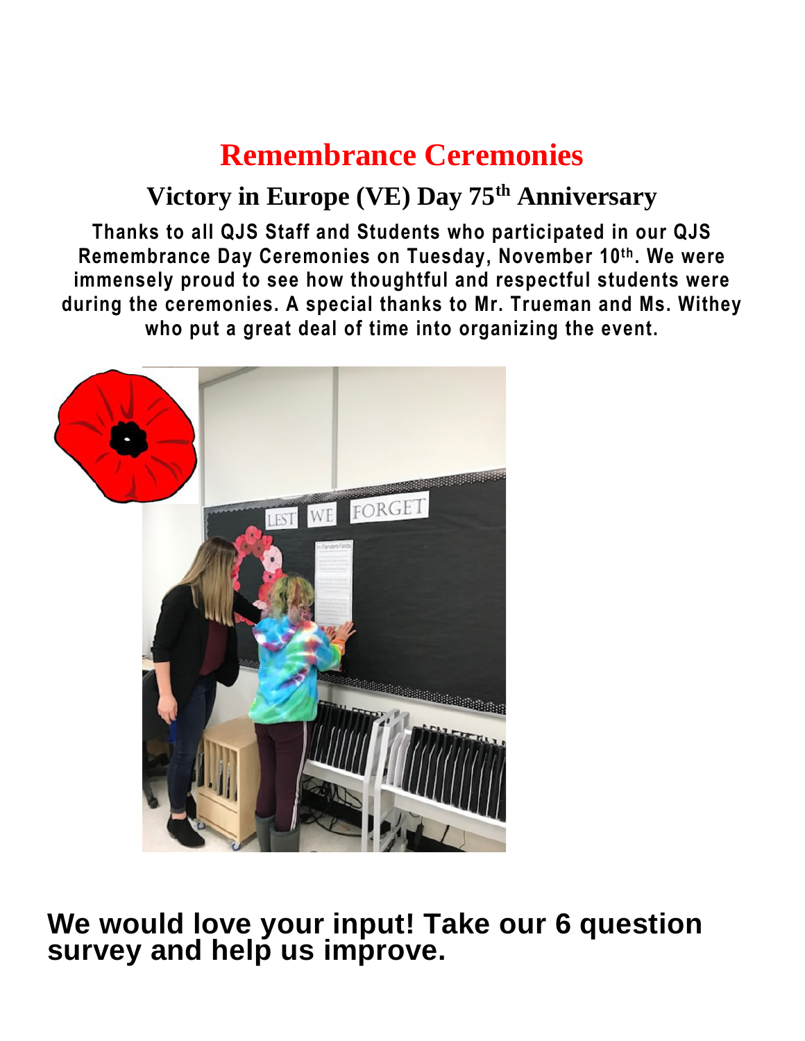# Remembrance Ceremonies

## Victory in Europe (VE) Day 75th Anniversary

**Thanks to all QJS Staff and Students who participated in our QJS Remembrance Day Ceremonies on Tuesday, November 10th. We were immensely proud to see how thoughtful and respectful students were during the ceremonies. A special thanks to Mr. Trueman and Ms. Withey who put a great deal of time into organizing the event.**

## We would love your input! Take our 6 question survey and help us improve.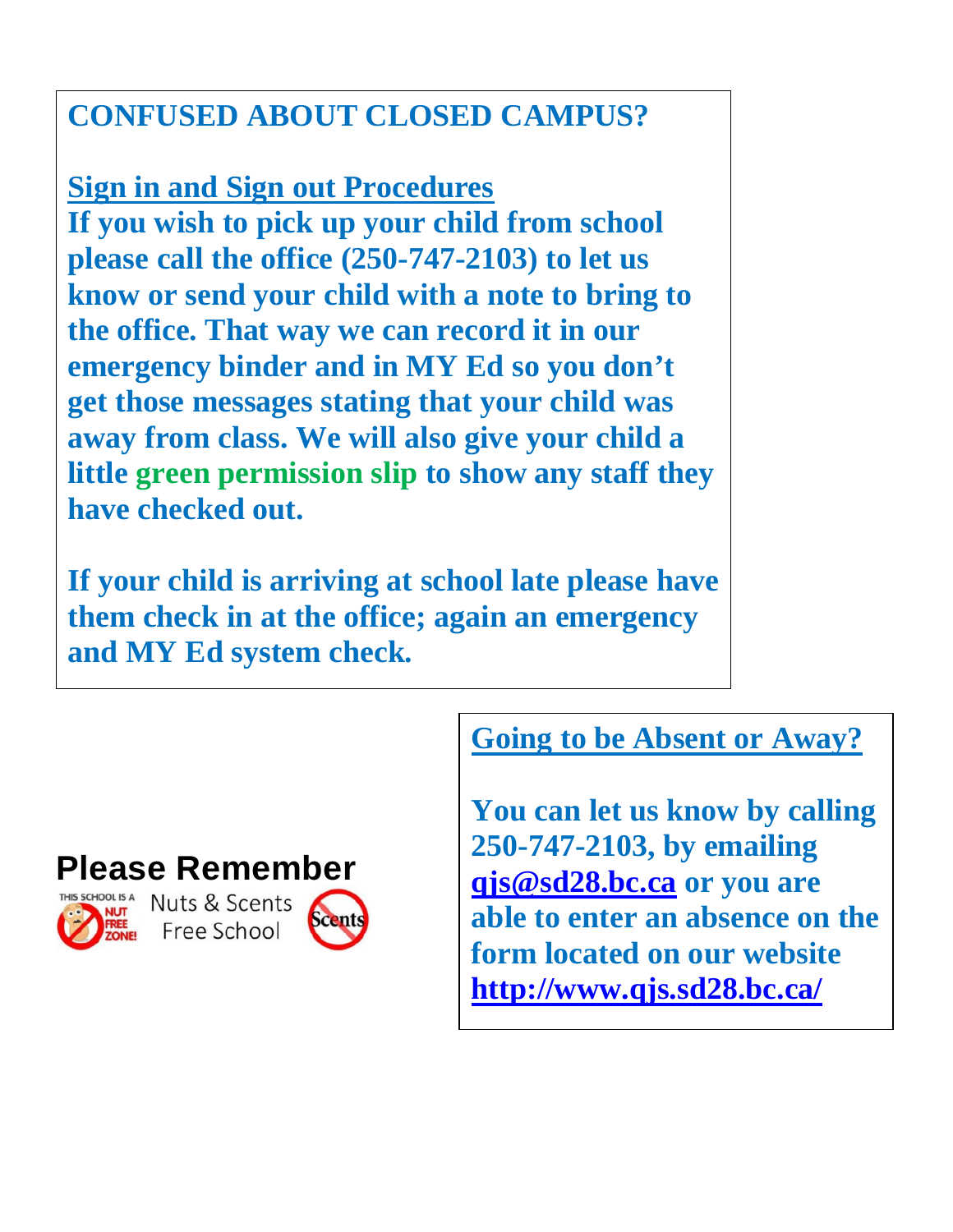## CONFUSED ABOUT CLOSED CAMPUS?

**Sign in and Sign out Procedures**

**If you wish to pick up your child from school please call the office (250-747-2103) to let us know or send your child with a note to bring to the office. That way we can record it in our emergency binder and in MY Ed so you don't get those messages stating that your child was away from class. We will also give your child a little green permission slip to show any staff they have checked out.**

**If your child is arriving at school late please have them check in at the office; again an emergency and MY Ed system check.**

## Please Remember

THIS SCHOOL IS A NUT FREE ZONE!

Nuts & Scents Free School

Scents

**Going to be Absent or Away?**

**You can let us know by calling 250-747-2103, by emailing [qjs@sd28.bc.ca](mailto:qjs@sd28.bc.ca) or you are able to enter an absence on the form located on our website [http://www.qjs.sd28.bc.ca/](http://www.qjs.sd28.bc.ca/)**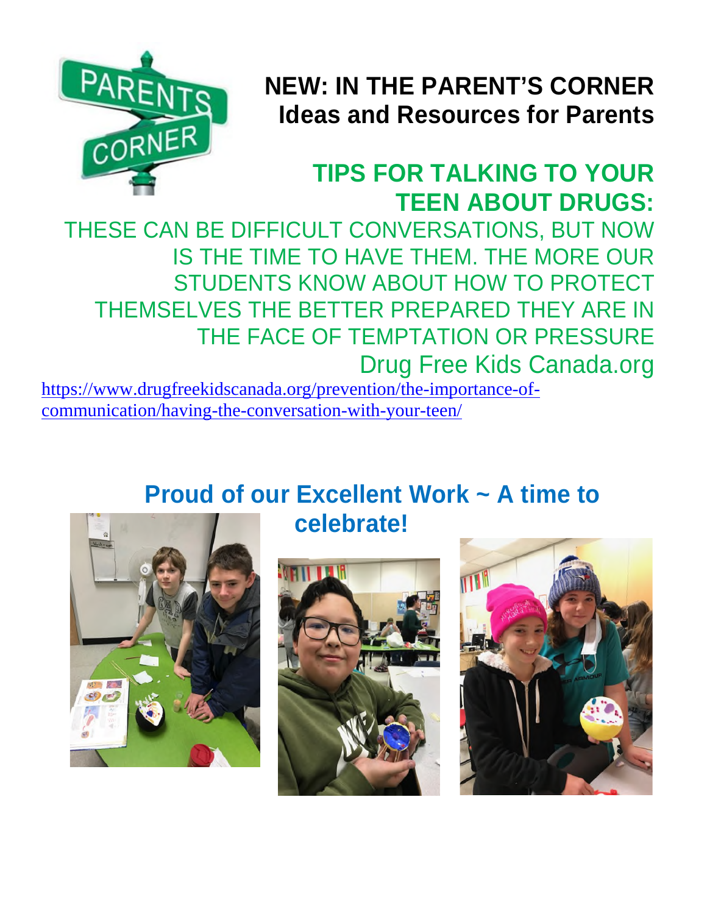## NEW: IN THE PARENT'S CORNER
## Ideas and Resources for Parents

### TIPS FOR TALKING TO YOUR TEEN ABOUT DRUGS:

THESE CAN BE DIFFICULT CONVERSATIONS, BUT NOW IS THE TIME TO HAVE THEM. THE MORE OUR STUDENTS KNOW ABOUT HOW TO PROTECT THEMSELVES THE BETTER PREPARED THEY ARE IN THE FACE OF TEMPTATION OR PRESSURE

Drug Free Kids Canada.org

https://www.drugfreekidscanada.org/prevention/the-importance-of-communication/having-the-conversation-with-your-teen/

## Proud of our Excellent Work ~ A time to celebrate!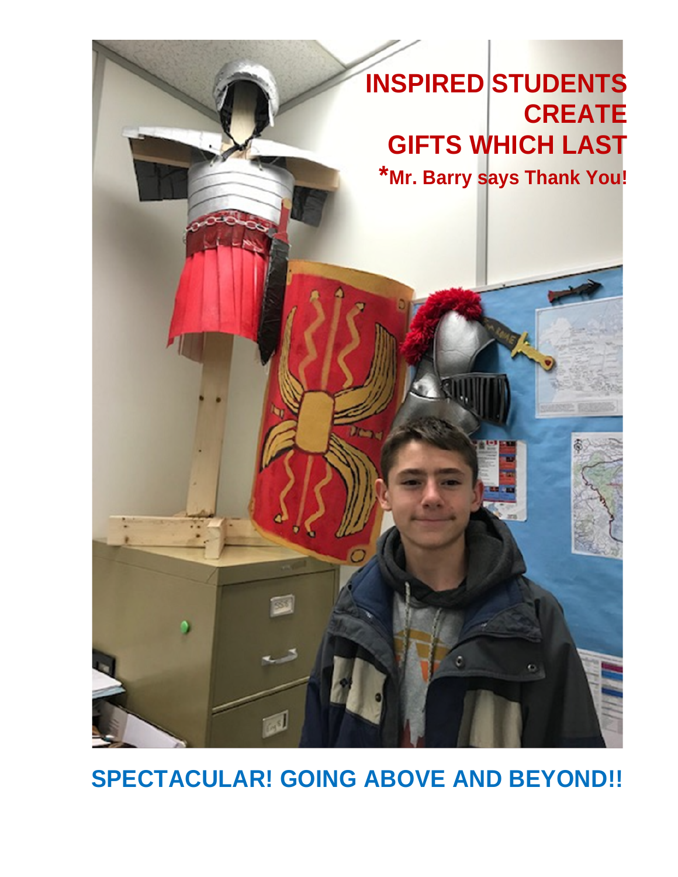# INSPIRED STUDENTS CREATE GIFTS WHICH LAST

**\*Mr. Barry says Thank You!**

## SPECTACULAR! GOING ABOVE AND BEYOND!!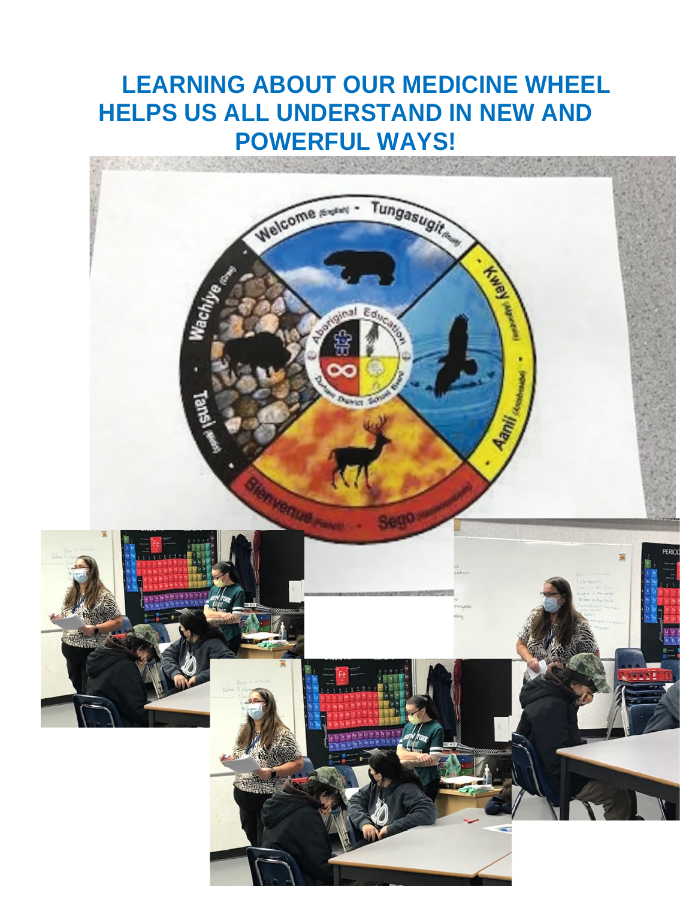# LEARNING ABOUT OUR MEDICINE WHEEL HELPS US ALL UNDERSTAND IN NEW AND POWERFUL WAYS!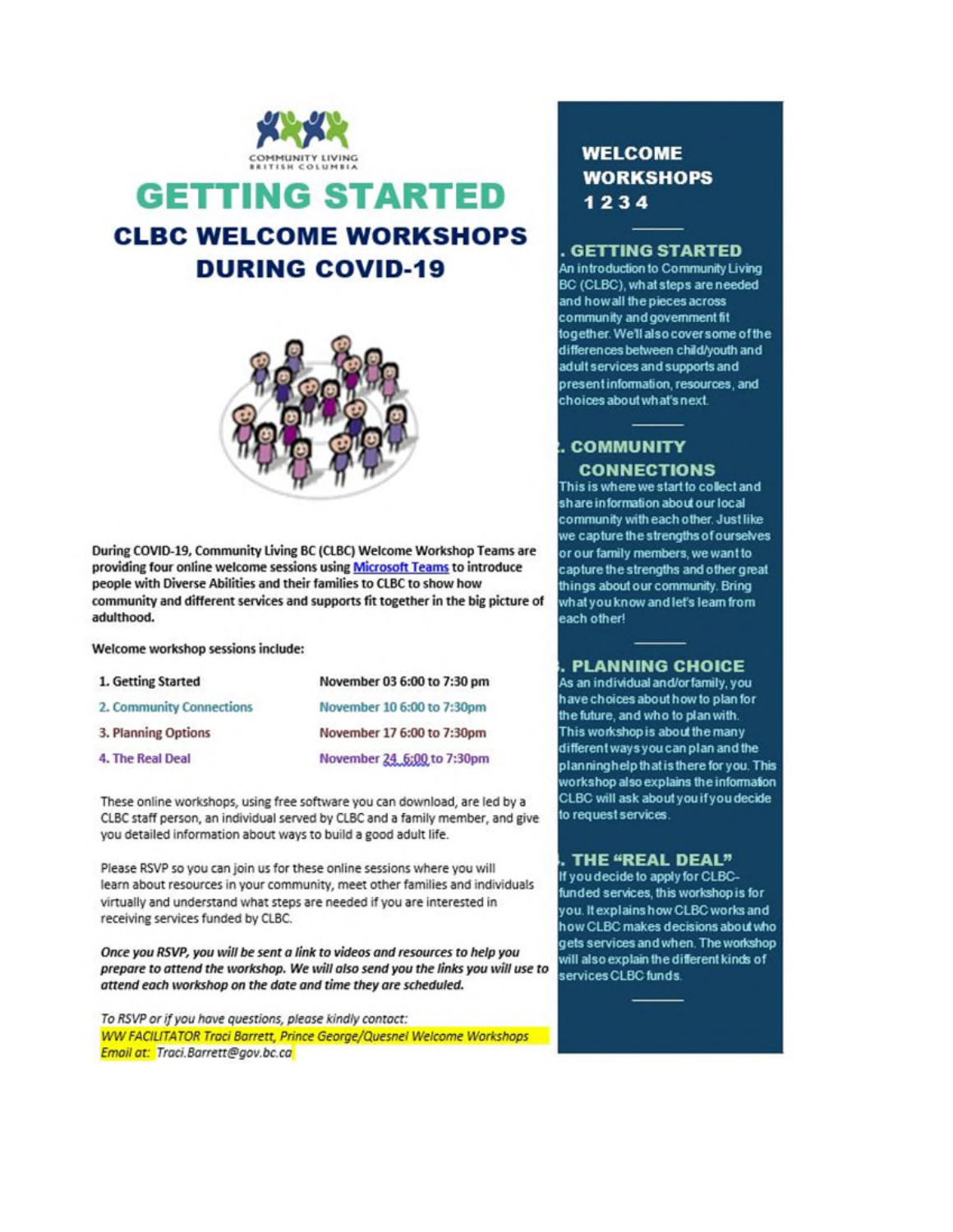COMMUNITY LIVING BRITISH COLUMBIA

# GETTING STARTED

## CLBC WELCOME WORKSHOPS DURING COVID-19

During COVID-19, Community Living BC (CLBC) Welcome Workshop Teams are providing four online welcome sessions using Microsoft Teams to introduce people with Diverse Abilities and their families to CLBC to show how community and different services and supports fit together in the big picture of adulthood.

**Welcome workshop sessions include:**

| | |
|---|---|
| 1. Getting Started | November 03 6:00 to 7:30 pm |
| 2. Community Connections | November 10 6:00 to 7:30pm |
| 3. Planning Options | November 17 6:00 to 7:30pm |
| 4. The Real Deal | November 24 6:00 to 7:30pm |

These online workshops, using free software you can download, are led by a CLBC staff person, an individual served by CLBC and a family member, and give you detailed information about ways to build a good adult life.

Please RSVP so you can join us for these online sessions where you will learn about resources in your community, meet other families and individuals virtually and understand what steps are needed if you are interested in receiving services funded by CLBC.

***Once you RSVP, you will be sent a link to videos and resources to help you prepare to attend the workshop. We will also send you the links you will use to attend each workshop on the date and time they are scheduled.***

*To RSVP or if you have questions, please kindly contact:*
*WW FACILITATOR Traci Barrett, Prince George/Quesnel Welcome Workshops*
*Email at: Traci.Barrett@gov.bc.ca*

## WELCOME WORKSHOPS 1 2 3 4

### . GETTING STARTED

An introduction to Community Living BC (CLBC), what steps are needed and how all the pieces across community and government fit together. We'll also cover some of the differences between child/youth and adult services and supports and present information, resources, and choices about what's next.

### . COMMUNITY CONNECTIONS

This is where we start to collect and share information about our local community with each other. Just like we capture the strengths of ourselves or our family members, we want to capture the strengths and other great things about our community. Bring what you know and let's learn from each other!

### . PLANNING CHOICE

As an individual and/or family, you have choices about how to plan for the future, and who to plan with. This workshop is about the many different ways you can plan and the planning help that is there for you. This workshop also explains the information CLBC will ask about you if you decide to request services.

### . THE "REAL DEAL"

If you decide to apply for CLBC-funded services, this workshop is for you. It explains how CLBC works and how CLBC makes decisions about who gets services and when. The workshop will also explain the different kinds of services CLBC funds.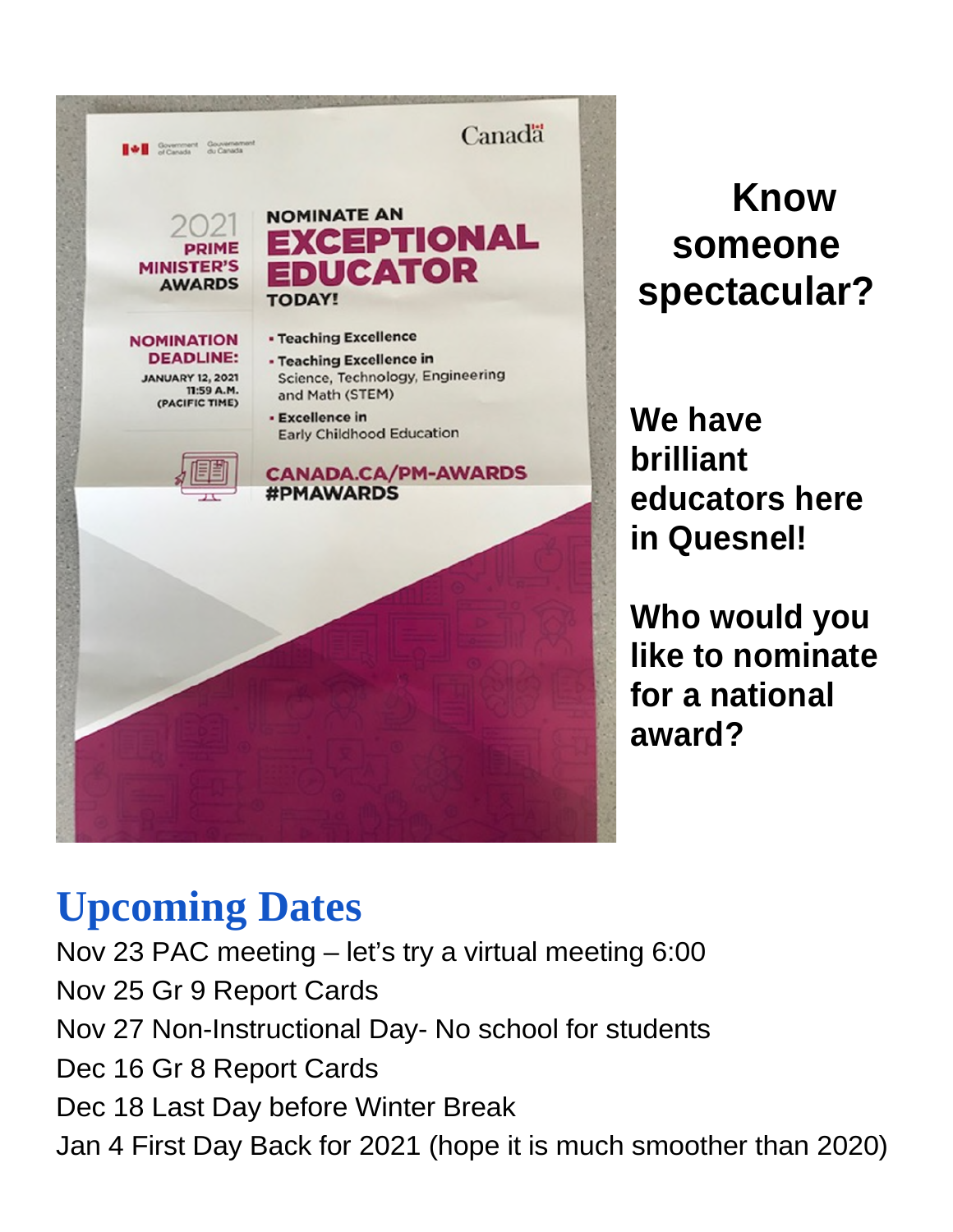Canada

2021 PRIME MINISTER'S AWARDS

NOMINATE AN **EXCEPTIONAL EDUCATOR** TODAY!

NOMINATION DEADLINE: JANUARY 12, 2021 11:59 A.M. (PACIFIC TIME)

- Teaching Excellence
- Teaching Excellence in Science, Technology, Engineering and Math (STEM)
- Excellence in Early Childhood Education

CANADA.CA/PM-AWARDS
#PMAWARDS

**Know someone spectacular?**

**We have brilliant educators here in Quesnel!**

**Who would you like to nominate for a national award?**

## Upcoming Dates

Nov 23 PAC meeting – let's try a virtual meeting 6:00
Nov 25 Gr 9 Report Cards
Nov 27 Non-Instructional Day- No school for students
Dec 16 Gr 8 Report Cards
Dec 18 Last Day before Winter Break
Jan 4 First Day Back for 2021 (hope it is much smoother than 2020)